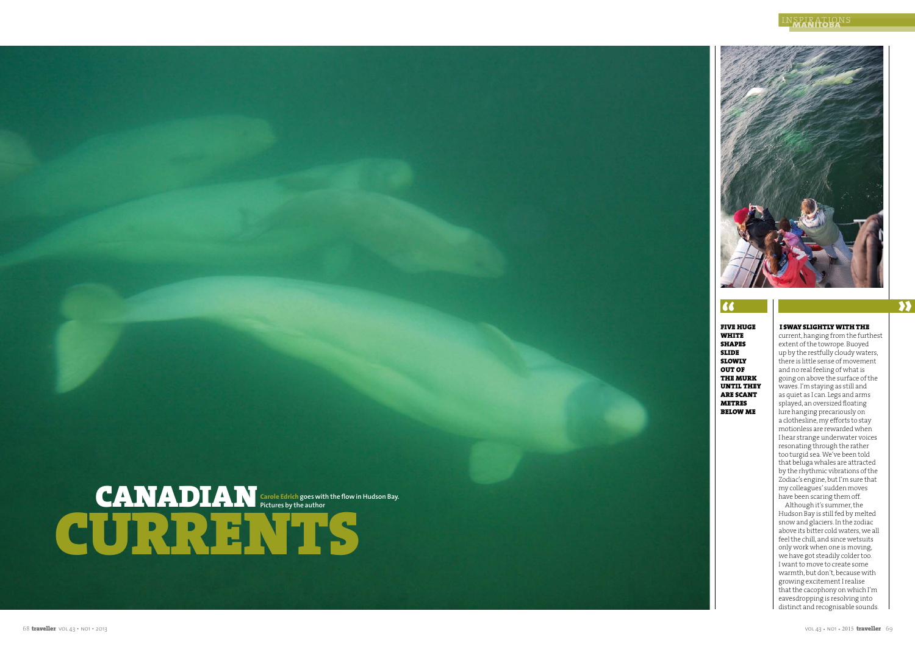# CANADIAN CURRENTS

**Carole Edrich** goes with the flow in Hudson Bay. Pictures by the author

> **FIVE HUGE WHITE SHAPES SLIDE SLOWLY OUT OF THE MURK UNTIL THEY ARE SCANT METRES BELOW ME**

**I SWAY SLIGHTLY WITH THE** current, hanging from the furthest extent of the towrope. Buoyed up by the restfully cloudy waters, there is little sense of movement and no real feeling of what is going on above the surface of the waves. I'm staying as still and as quiet as I can. Legs and arms splayed, an oversized floating lure hanging precariously on a clothesline, my efforts to stay motionless are rewarded when I hear strange underwater voices resonating through the rather too turgid sea. We've been told that beluga whales are attracted by the rhythmic vibrations of the Zodiac's engine, but I'm sure that my colleagues' sudden moves have been scaring them off.

Although it's summer, the Hudson Bay is still fed by melted snow and glaciers. In the zodiac above its bitter cold waters, we all feel the chill, and since wetsuits only work when one is moving, we have got steadily colder too. I want to move to create some warmth, but don't, because with growing excitement I realise that the cacophony on which I'm eavesdropping is resolving into distinct and recognisable sounds.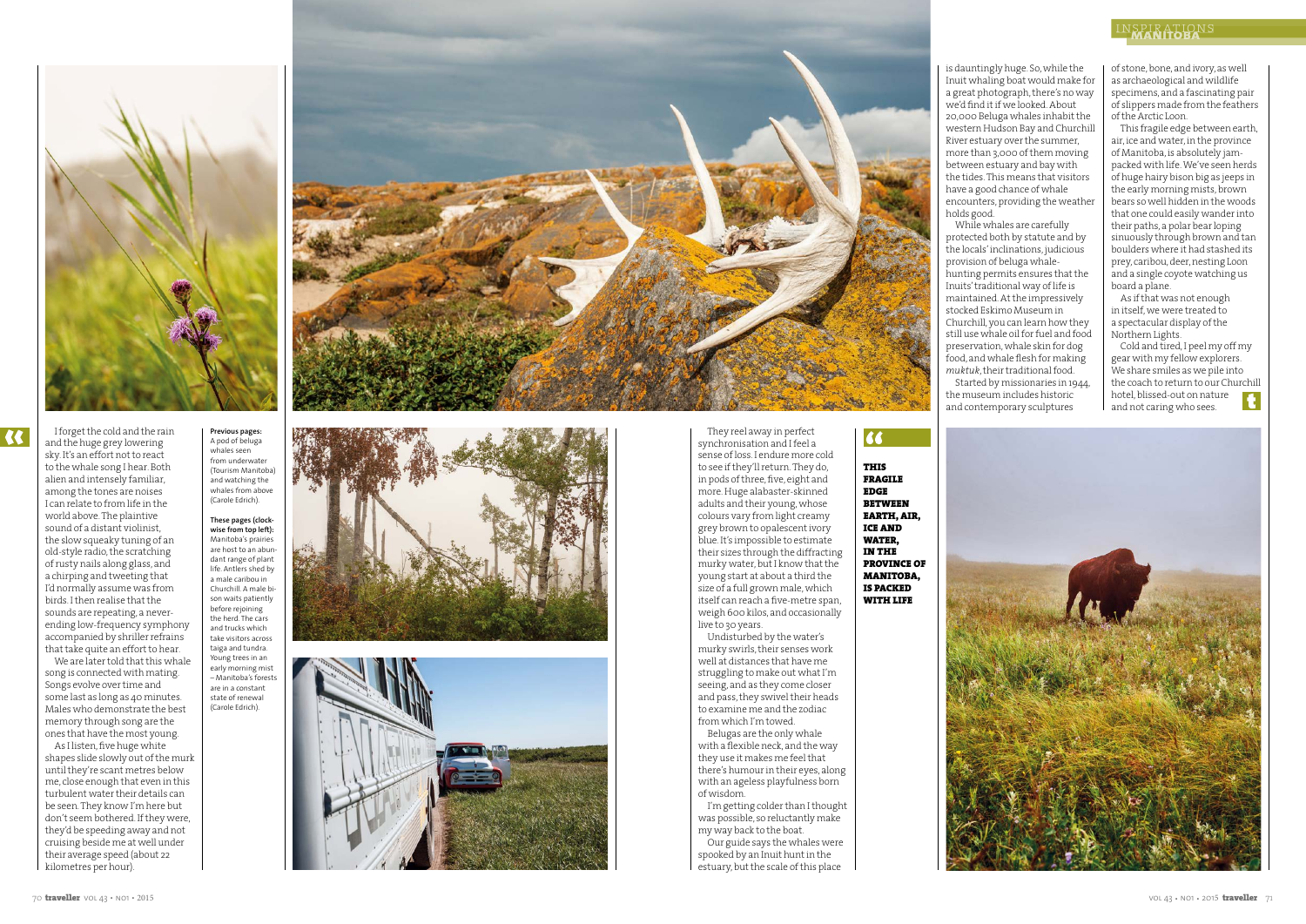I forget the cold and the rain and the huge grey lowering sky. It's an effort not to react to the whale song I hear. Both alien and intensely familiar, among the tones are noises I can relate to from life in the world above. The plaintive sound of a distant violinist, the slow squeaky tuning of an old-style radio, the scratching of rusty nails along glass, and a chirping and tweeting that I'd normally assume was from birds. I then realise that the sounds are repeating, a never-ending low-frequency symphony accompanied by shriller refrains that take quite an effort to hear.

We are later told that this whale song is connected with mating. Songs evolve over time and some last as long as 40 minutes. Males who demonstrate the best memory through song are the ones that have the most young.

As I listen, five huge white shapes slide slowly out of the murk until they're scant metres below me, close enough that even in this turbulent water their details can be seen. They know I'm here but don't seem bothered. If they were, they'd be speeding away and not cruising beside me at well under their average speed (about 22 kilometres per hour).

**Previous pages:** A pod of beluga whales seen from underwater (Tourism Manitoba) and watching the whales from above (Carole Edrich).

**These pages (clockwise from top left):** Manitoba's prairies are host to an abundant range of plant life. Antlers shed by a male caribou in Churchill. A male bison waits patiently before rejoining the herd. The cars and trucks which take visitors across taiga and tundra. Young trees in an early morning mist – Manitoba's forests are in a constant state of renewal (Carole Edrich).

They reel away in perfect synchronisation and I feel a sense of loss. I endure more cold to see if they'll return. They do, in pods of three, five, eight and more. Huge alabaster-skinned adults and their young, whose colours vary from light creamy grey brown to opalescent ivory blue. It's impossible to estimate their sizes through the diffracting murky water, but I know that the young start at about a third the size of a full grown male, which itself can reach a five-metre span, weigh 600 kilos, and occasionally live to 30 years.

Undisturbed by the water's murky swirls, their senses work well at distances that have me struggling to make out what I'm seeing, and as they come closer and pass, they swivel their heads to examine me and the zodiac from which I'm towed.

Belugas are the only whale with a flexible neck, and the way they use it makes me feel that there's humour in their eyes, along with an ageless playfulness born of wisdom.

I'm getting colder than I thought was possible, so reluctantly make my way back to the boat.

Our guide says the whales were spooked by an Inuit hunt in the estuary, but the scale of this place is dauntingly huge. So, while the Inuit whaling boat would make for a great photograph, there's no way we'd find it if we looked. About 20,000 Beluga whales inhabit the western Hudson Bay and Churchill River estuary over the summer, more than 3,000 of them moving between estuary and bay with the tides. This means that visitors have a good chance of whale encounters, providing the weather holds good.

While whales are carefully protected both by statute and by the locals' inclinations, judicious provision of beluga whale-hunting permits ensures that the Inuits' traditional way of life is maintained. At the impressively stocked Eskimo Museum in Churchill, you can learn how they still use whale oil for fuel and food preservation, whale skin for dog food, and whale flesh for making *muktuk*, their traditional food.

Started by missionaries in 1944, the museum includes historic and contemporary sculptures of stone, bone, and ivory, as well as archaeological and wildlife specimens, and a fascinating pair of slippers made from the feathers of the Arctic Loon.

**THIS FRAGILE EDGE BETWEEN EARTH, AIR, ICE AND WATER, IN THE PROVINCE OF MANITOBA, IS PACKED WITH LIFE**

This fragile edge between earth, air, ice and water, in the province of Manitoba, is absolutely jam-packed with life. We've seen herds of huge hairy bison big as jeeps in the early morning mists, brown bears so well hidden in the woods that one could easily wander into their paths, a polar bear loping sinuously through brown and tan boulders where it had stashed its prey, caribou, deer, nesting Loon and a single coyote watching us board a plane.

As if that was not enough in itself, we were treated to a spectacular display of the Northern Lights.

Cold and tired, I peel my off my gear with my fellow explorers. We share smiles as we pile into the coach to return to our Churchill hotel, blissed-out on nature and not caring who sees.